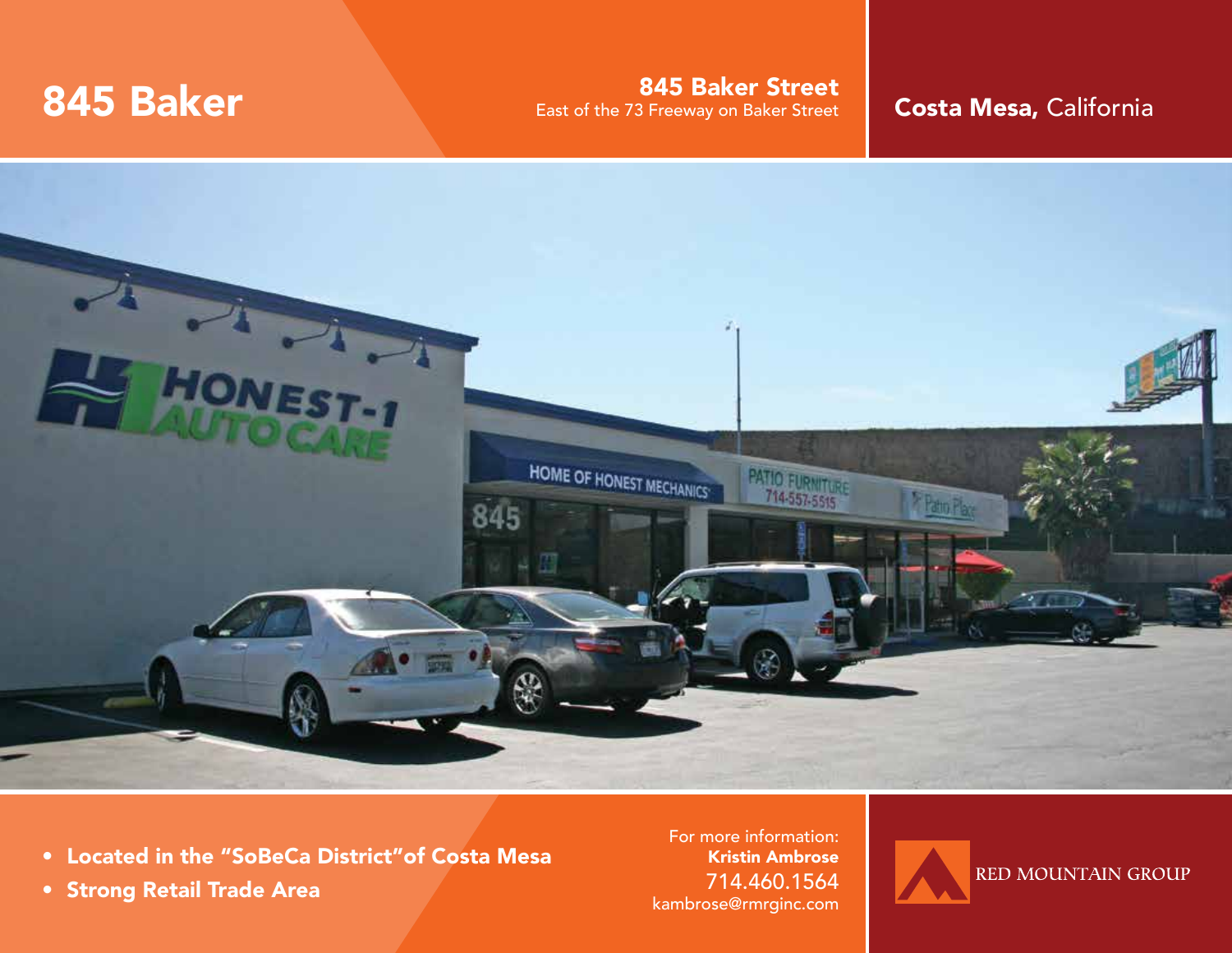# 845 Baker

**845 Baker Street**
East of the 73 Freeway on Baker Street

**Costa Mesa,** California

- **Located in the "SoBeCa District" of Costa Mesa**
- **Strong Retail Trade Area**

For more information:
**Kristin Ambrose**
714.460.1564
kambrose@rmrginc.com

RED MOUNTAIN GROUP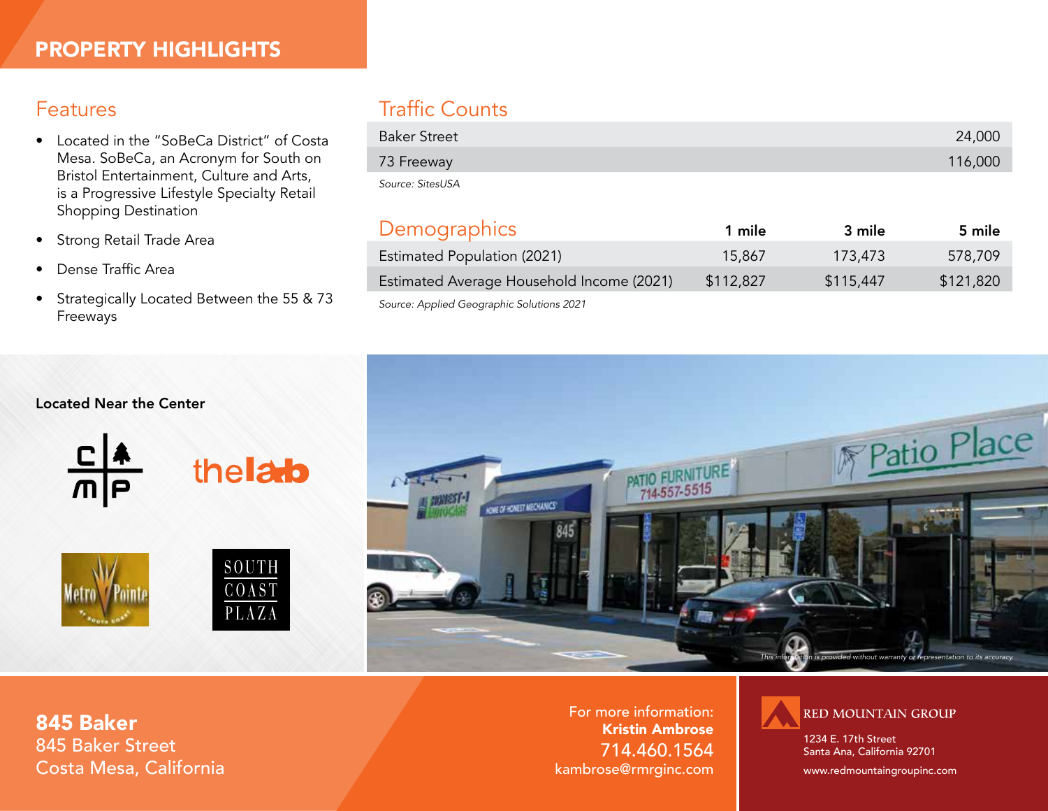# PROPERTY HIGHLIGHTS

## Features

- Located in the "SoBeCa District" of Costa Mesa. SoBeCa, an Acronym for South on Bristol Entertainment, Culture and Arts, is a Progressive Lifestyle Specialty Retail Shopping Destination
- Strong Retail Trade Area
- Dense Traffic Area
- Strategically Located Between the 55 & 73 Freeways

## Traffic Counts

| | |
|---|---|
| Baker Street | 24,000 |
| 73 Freeway | 116,000 |

*Source: SitesUSA*

## Demographics

| | 1 mile | 3 mile | 5 mile |
|---|---|---|---|
| Estimated Population (2021) | 15,867 | 173,473 | 578,709 |
| Estimated Average Household Income (2021) | $112,827 | $115,447 | $121,820 |

*Source: Applied Geographic Solutions 2021*

**Located Near the Center**

*This information is provided without warranty or representation to its accuracy.*

**845 Baker**
845 Baker Street
Costa Mesa, California

For more information:
**Kristin Ambrose**
714.460.1564
kambrose@rmrginc.com

RED MOUNTAIN GROUP
1234 E. 17th Street
Santa Ana, California 92701
www.redmountaingroupinc.com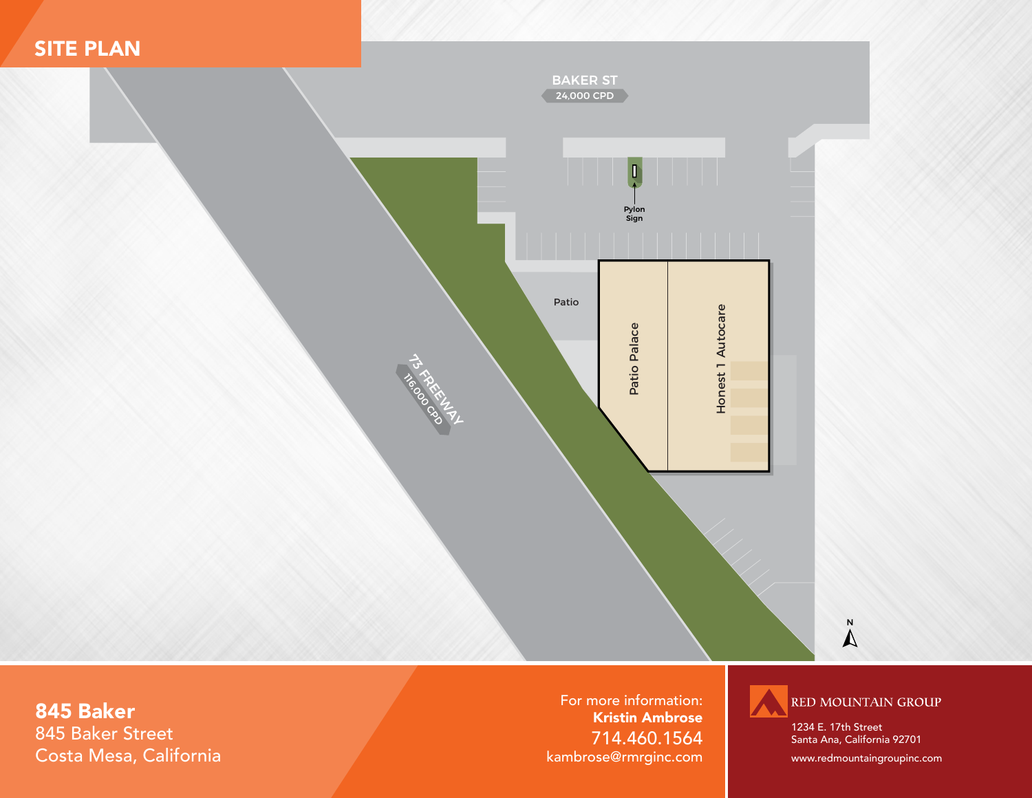# SITE PLAN

BAKER ST
24,000 CPD

Pylon Sign

Patio

Patio Palace

Honest 1 Autocare

73 FREEWAY
116,000 CPD

N

**845 Baker**
845 Baker Street
Costa Mesa, California

For more information:
**Kristin Ambrose**
714.460.1564
kambrose@rmrginc.com

RED MOUNTAIN GROUP
1234 E. 17th Street
Santa Ana, California 92701
www.redmountaingroupinc.com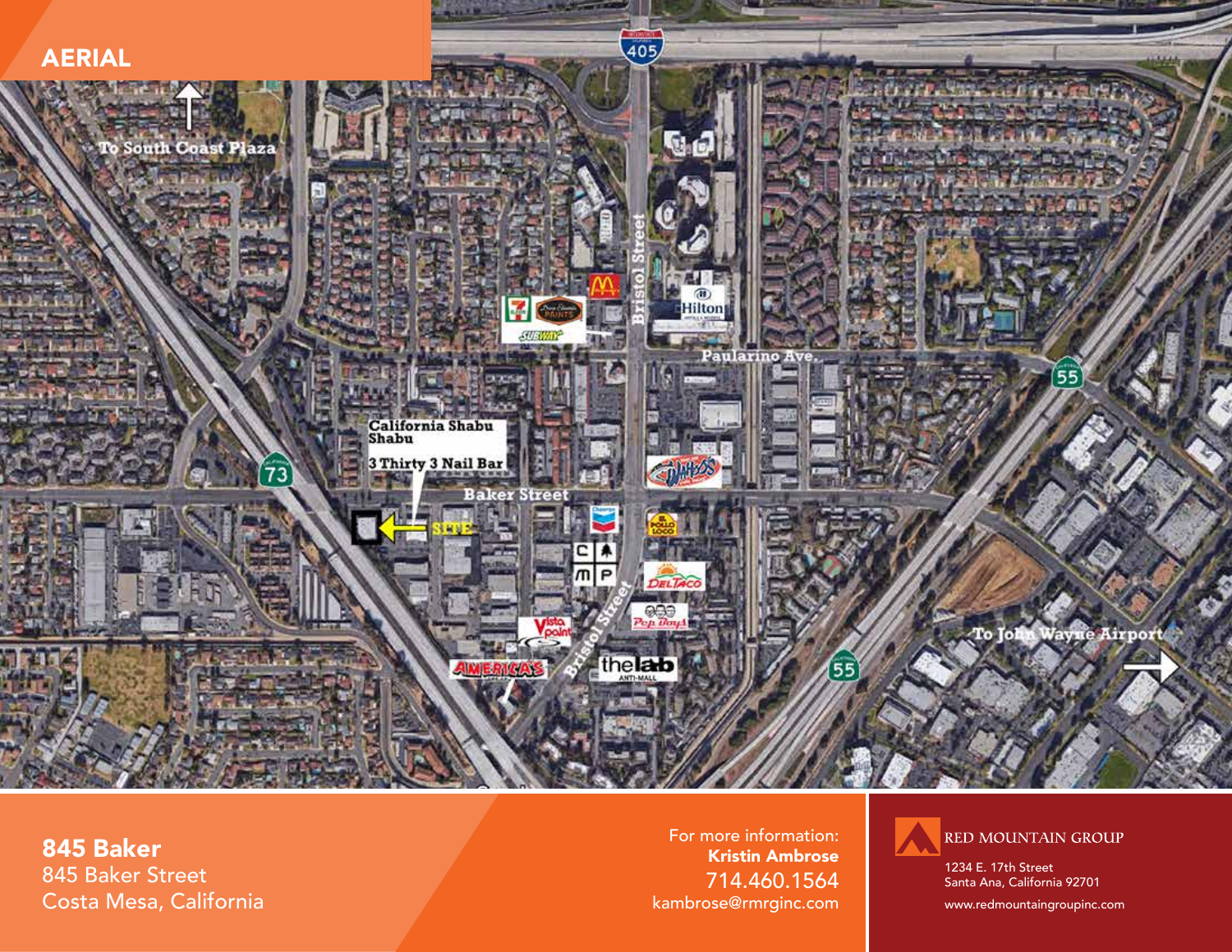# AERIAL

To South Coast Plaza

405

Bristol Street

Paularino Ave.

California Shabu Shabu

3 Thirty 3 Nail Bar

Baker Street

SITE

73

55

Bristol Street

To John Wayne Airport

**845 Baker**
845 Baker Street
Costa Mesa, California

For more information:
**Kristin Ambrose**
714.460.1564
kambrose@rmrginc.com

RED MOUNTAIN GROUP
1234 E. 17th Street
Santa Ana, California 92701
www.redmountaingroupinc.com